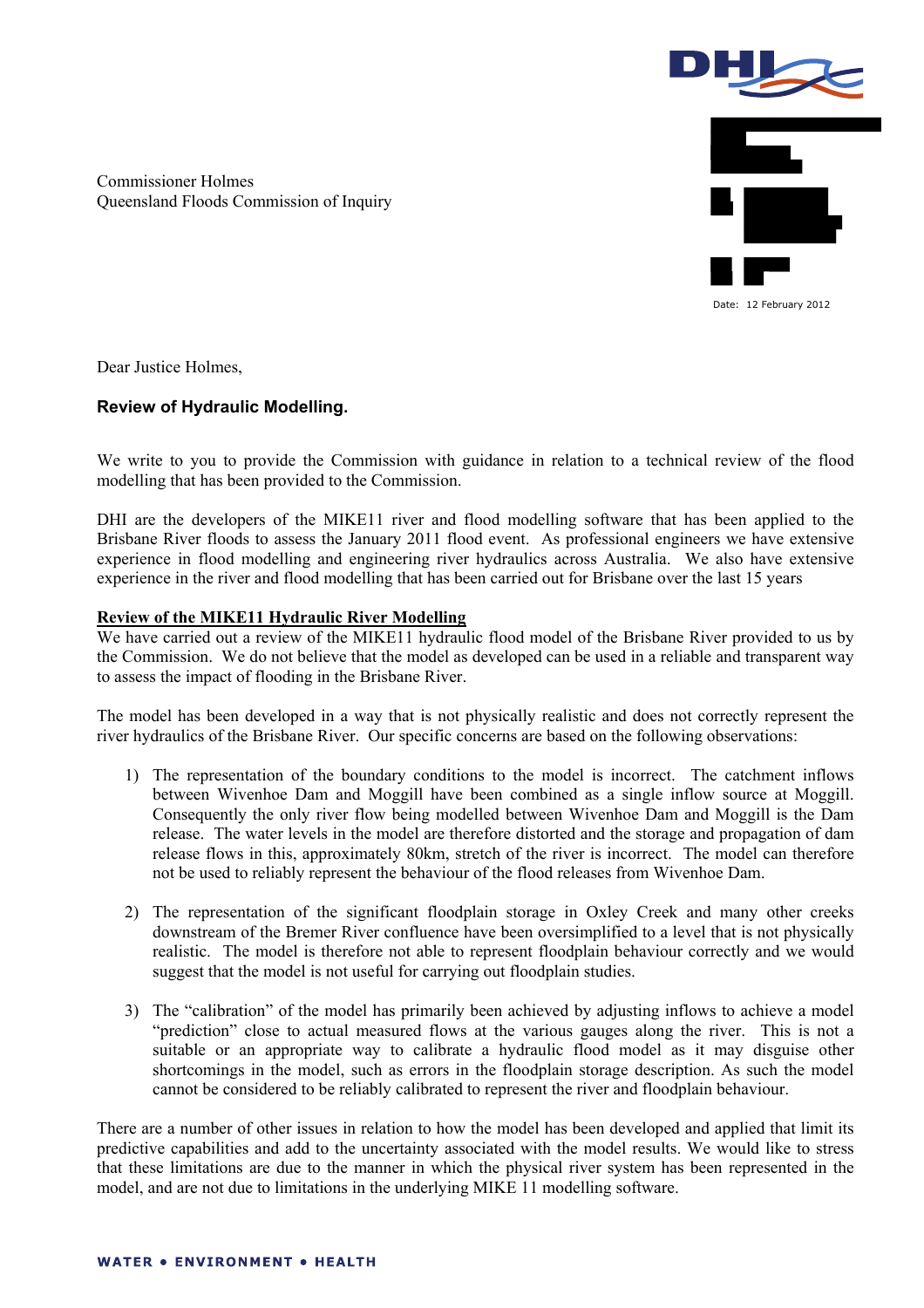Commissioner Holmes
Queensland Floods Commission of Inquiry

Date: 12 February 2012

Dear Justice Holmes,

**Review of Hydraulic Modelling.**

We write to you to provide the Commission with guidance in relation to a technical review of the flood modelling that has been provided to the Commission.

DHI are the developers of the MIKE11 river and flood modelling software that has been applied to the Brisbane River floods to assess the January 2011 flood event. As professional engineers we have extensive experience in flood modelling and engineering river hydraulics across Australia. We also have extensive experience in the river and flood modelling that has been carried out for Brisbane over the last 15 years

**Review of the MIKE11 Hydraulic River Modelling**

We have carried out a review of the MIKE11 hydraulic flood model of the Brisbane River provided to us by the Commission. We do not believe that the model as developed can be used in a reliable and transparent way to assess the impact of flooding in the Brisbane River.

The model has been developed in a way that is not physically realistic and does not correctly represent the river hydraulics of the Brisbane River. Our specific concerns are based on the following observations:

1) The representation of the boundary conditions to the model is incorrect. The catchment inflows between Wivenhoe Dam and Moggill have been combined as a single inflow source at Moggill. Consequently the only river flow being modelled between Wivenhoe Dam and Moggill is the Dam release. The water levels in the model are therefore distorted and the storage and propagation of dam release flows in this, approximately 80km, stretch of the river is incorrect. The model can therefore not be used to reliably represent the behaviour of the flood releases from Wivenhoe Dam.

2) The representation of the significant floodplain storage in Oxley Creek and many other creeks downstream of the Bremer River confluence have been oversimplified to a level that is not physically realistic. The model is therefore not able to represent floodplain behaviour correctly and we would suggest that the model is not useful for carrying out floodplain studies.

3) The "calibration" of the model has primarily been achieved by adjusting inflows to achieve a model "prediction" close to actual measured flows at the various gauges along the river. This is not a suitable or an appropriate way to calibrate a hydraulic flood model as it may disguise other shortcomings in the model, such as errors in the floodplain storage description. As such the model cannot be considered to be reliably calibrated to represent the river and floodplain behaviour.

There are a number of other issues in relation to how the model has been developed and applied that limit its predictive capabilities and add to the uncertainty associated with the model results. We would like to stress that these limitations are due to the manner in which the physical river system has been represented in the model, and are not due to limitations in the underlying MIKE 11 modelling software.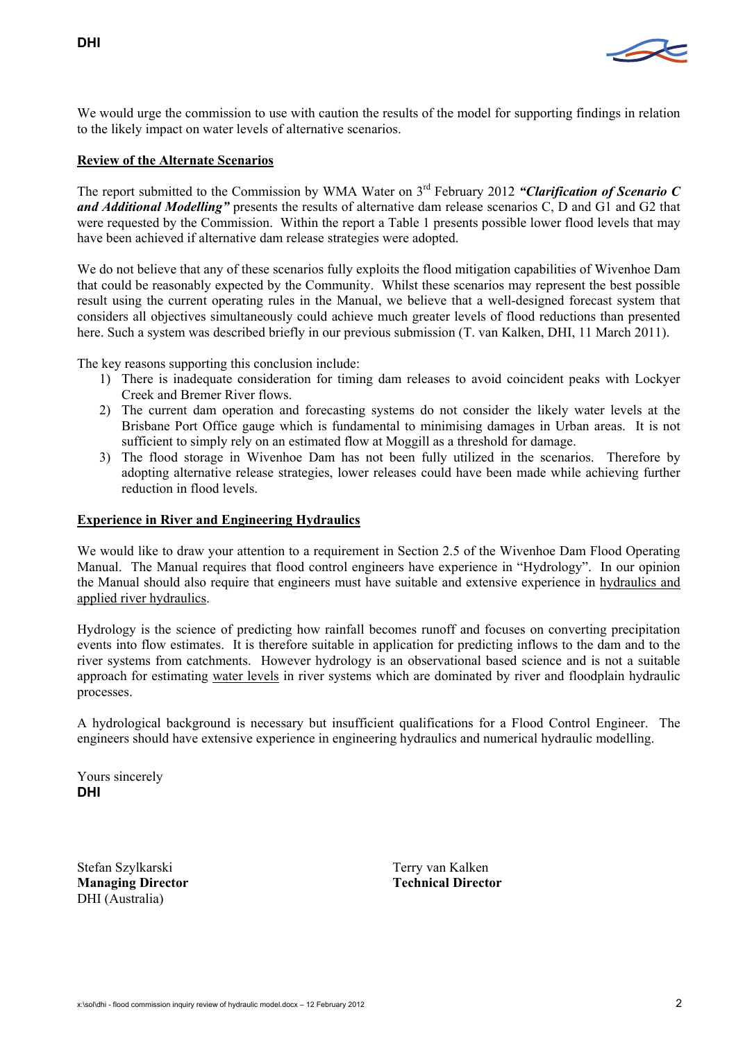We would urge the commission to use with caution the results of the model for supporting findings in relation to the likely impact on water levels of alternative scenarios.

**<u>Review of the Alternate Scenarios</u>**

The report submitted to the Commission by WMA Water on 3rd February 2012 ***"Clarification of Scenario C and Additional Modelling"*** presents the results of alternative dam release scenarios C, D and G1 and G2 that were requested by the Commission. Within the report a Table 1 presents possible lower flood levels that may have been achieved if alternative dam release strategies were adopted.

We do not believe that any of these scenarios fully exploits the flood mitigation capabilities of Wivenhoe Dam that could be reasonably expected by the Community. Whilst these scenarios may represent the best possible result using the current operating rules in the Manual, we believe that a well-designed forecast system that considers all objectives simultaneously could achieve much greater levels of flood reductions than presented here. Such a system was described briefly in our previous submission (T. van Kalken, DHI, 11 March 2011).

The key reasons supporting this conclusion include:

1) There is inadequate consideration for timing dam releases to avoid coincident peaks with Lockyer Creek and Bremer River flows.
2) The current dam operation and forecasting systems do not consider the likely water levels at the Brisbane Port Office gauge which is fundamental to minimising damages in Urban areas. It is not sufficient to simply rely on an estimated flow at Moggill as a threshold for damage.
3) The flood storage in Wivenhoe Dam has not been fully utilized in the scenarios. Therefore by adopting alternative release strategies, lower releases could have been made while achieving further reduction in flood levels.

**<u>Experience in River and Engineering Hydraulics</u>**

We would like to draw your attention to a requirement in Section 2.5 of the Wivenhoe Dam Flood Operating Manual. The Manual requires that flood control engineers have experience in "Hydrology". In our opinion the Manual should also require that engineers must have suitable and extensive experience in <u>hydraulics and applied river hydraulics</u>.

Hydrology is the science of predicting how rainfall becomes runoff and focuses on converting precipitation events into flow estimates. It is therefore suitable in application for predicting inflows to the dam and to the river systems from catchments. However hydrology is an observational based science and is not a suitable approach for estimating <u>water levels</u> in river systems which are dominated by river and floodplain hydraulic processes.

A hydrological background is necessary but insufficient qualifications for a Flood Control Engineer. The engineers should have extensive experience in engineering hydraulics and numerical hydraulic modelling.

Yours sincerely
**DHI**

Stefan Szylkarski
**Managing Director**
DHI (Australia)

Terry van Kalken
**Technical Director**